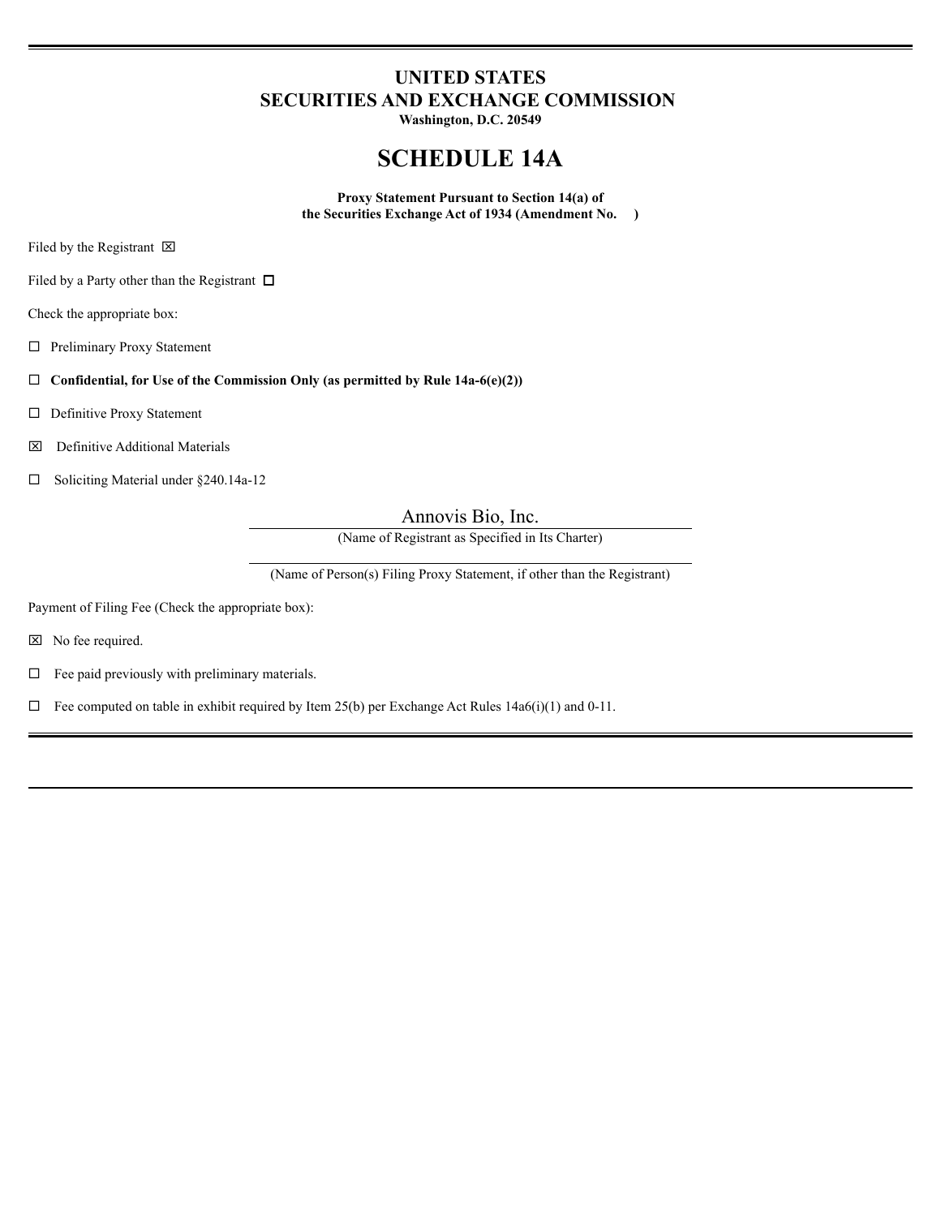# UNITED STATES
# SECURITIES AND EXCHANGE COMMISSION
**Washington, D.C. 20549**

# SCHEDULE 14A

**Proxy Statement Pursuant to Section 14(a) of the Securities Exchange Act of 1934 (Amendment No. )**

Filed by the Registrant ☒

Filed by a Party other than the Registrant ☐

Check the appropriate box:

☐ Preliminary Proxy Statement

☐ **Confidential, for Use of the Commission Only (as permitted by Rule 14a-6(e)(2))**

☐ Definitive Proxy Statement

☒ Definitive Additional Materials

☐ Soliciting Material under §240.14a-12

Annovis Bio, Inc.

(Name of Registrant as Specified in Its Charter)

(Name of Person(s) Filing Proxy Statement, if other than the Registrant)

Payment of Filing Fee (Check the appropriate box):

☒ No fee required.

☐ Fee paid previously with preliminary materials.

☐ Fee computed on table in exhibit required by Item 25(b) per Exchange Act Rules 14a6(i)(1) and 0-11.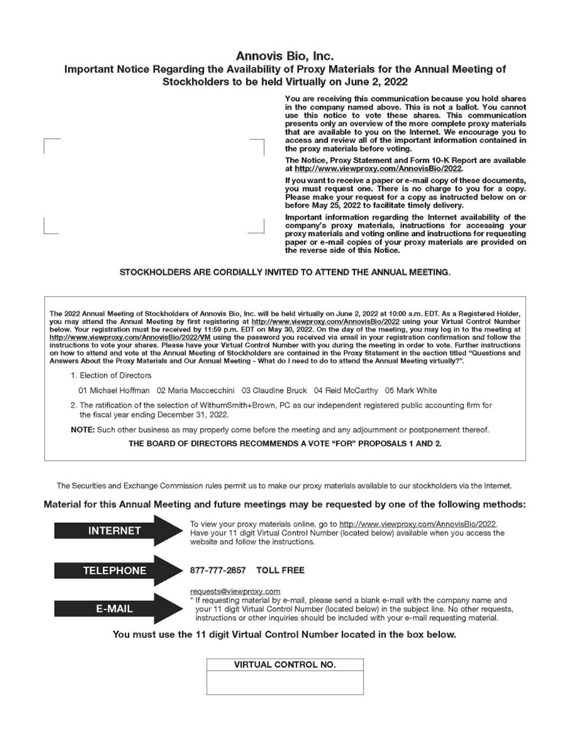# Annovis Bio, Inc.

## Important Notice Regarding the Availability of Proxy Materials for the Annual Meeting of Stockholders to be held Virtually on June 2, 2022

**You are receiving this communication because you hold shares in the company named above. This is not a ballot. You cannot use this notice to vote these shares. This communication presents only an overview of the more complete proxy materials that are available to you on the Internet. We encourage you to access and review all of the important information contained in the proxy materials before voting.**

**The Notice, Proxy Statement and Form 10-K Report are available at http://www.viewproxy.com/AnnovisBio/2022.**

**If you want to receive a paper or e-mail copy of these documents, you must request one. There is no charge to you for a copy. Please make your request for a copy as instructed below on or before May 25, 2022 to facilitate timely delivery.**

**Important information regarding the Internet availability of the company's proxy materials, instructions for accessing your proxy materials and voting online and instructions for requesting paper or e-mail copies of your proxy materials are provided on the reverse side of this Notice.**

**STOCKHOLDERS ARE CORDIALLY INVITED TO ATTEND THE ANNUAL MEETING.**

The 2022 Annual Meeting of Stockholders of Annovis Bio, Inc. will be held virtually on June 2, 2022 at 10:00 a.m. EDT. As a Registered Holder, you may attend the Annual Meeting by first registering at http://www.viewproxy.com/AnnovisBio/2022 using your Virtual Control Number below. Your registration must be received by 11:59 p.m. EDT on May 30, 2022. On the day of the meeting, you may log in to the meeting at http://www.viewproxy.com/AnnovisBio/2022/VM using the password you received via email in your registration confirmation and follow the instructions to vote your shares. Please have your Virtual Control Number with you during the meeting in order to vote. Further instructions on how to attend and vote at the Annual Meeting of Stockholders are contained in the Proxy Statement in the section titled "Questions and Answers About the Proxy Materials and Our Annual Meeting - What do I need to do to attend the Annual Meeting virtually?".

1. Election of Directors

   01 Michael Hoffman  02 Maria Maccecchini  03 Claudine Bruck  04 Reid McCarthy  05 Mark White

2. The ratification of the selection of WithumSmith+Brown, PC as our independent registered public accounting firm for the fiscal year ending December 31, 2022.

**NOTE:** Such other business as may properly come before the meeting and any adjournment or postponement thereof.

**THE BOARD OF DIRECTORS RECOMMENDS A VOTE "FOR" PROPOSALS 1 AND 2.**

The Securities and Exchange Commission rules permit us to make our proxy materials available to our stockholders via the Internet.

### Material for this Annual Meeting and future meetings may be requested by one of the following methods:

**INTERNET** — To view your proxy materials online, go to http://www.viewproxy.com/AnnovisBio/2022. Have your 11 digit Virtual Control Number (located below) available when you access the website and follow the instructions.

**TELEPHONE** — **877-777-2857 TOLL FREE**

**E-MAIL** — requests@viewproxy.com
* If requesting material by e-mail, please send a blank e-mail with the company name and your 11 digit Virtual Control Number (located below) in the subject line. No other requests, instructions or other inquiries should be included with your e-mail requesting material.

**You must use the 11 digit Virtual Control Number located in the box below.**

| VIRTUAL CONTROL NO. |
| --- |
| |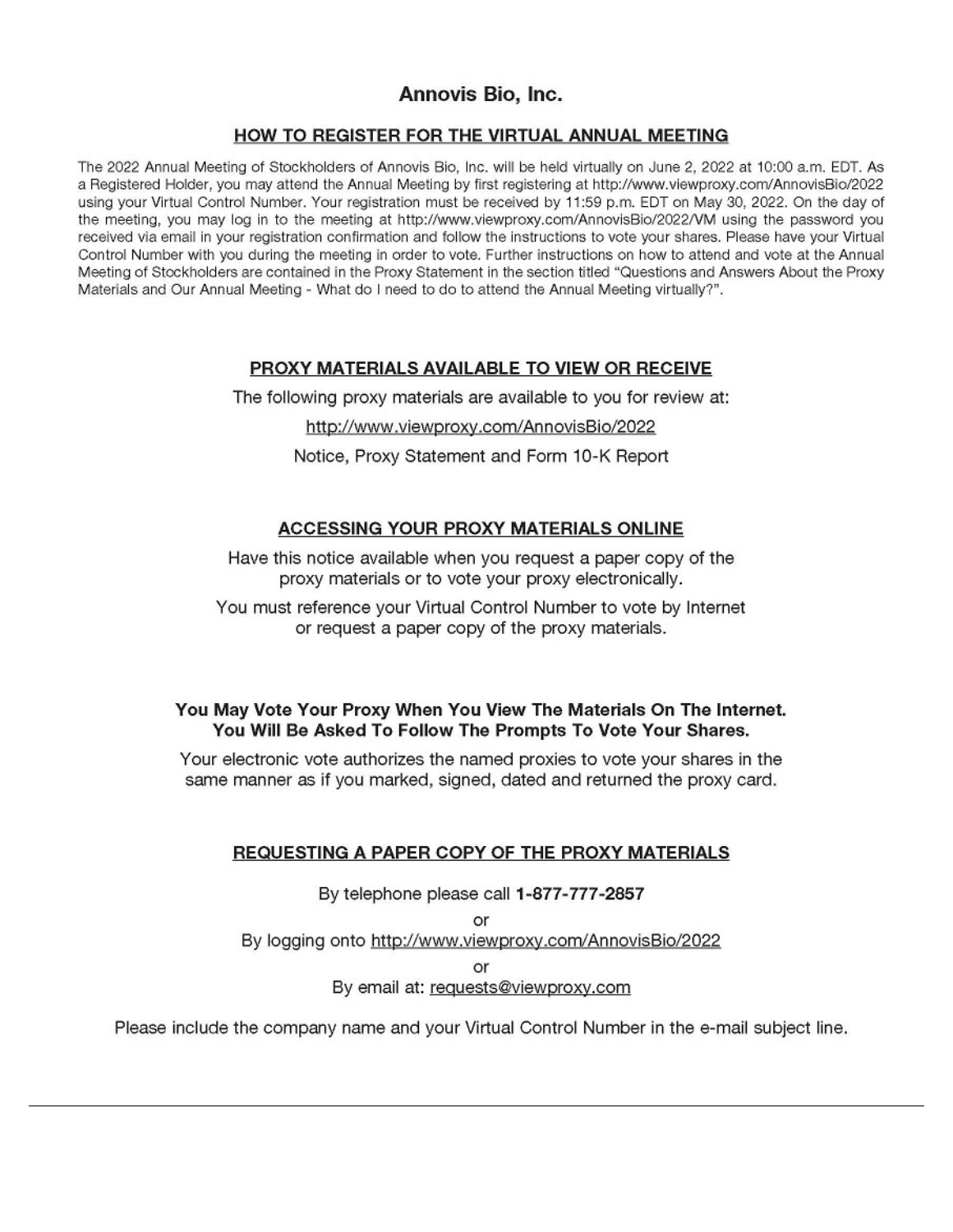# Annovis Bio, Inc.

## HOW TO REGISTER FOR THE VIRTUAL ANNUAL MEETING

The 2022 Annual Meeting of Stockholders of Annovis Bio, Inc. will be held virtually on June 2, 2022 at 10:00 a.m. EDT. As a Registered Holder, you may attend the Annual Meeting by first registering at http://www.viewproxy.com/AnnovisBio/2022 using your Virtual Control Number. Your registration must be received by 11:59 p.m. EDT on May 30, 2022. On the day of the meeting, you may log in to the meeting at http://www.viewproxy.com/AnnovisBio/2022/VM using the password you received via email in your registration confirmation and follow the instructions to vote your shares. Please have your Virtual Control Number with you during the meeting in order to vote. Further instructions on how to attend and vote at the Annual Meeting of Stockholders are contained in the Proxy Statement in the section titled "Questions and Answers About the Proxy Materials and Our Annual Meeting - What do I need to do to attend the Annual Meeting virtually?".

## PROXY MATERIALS AVAILABLE TO VIEW OR RECEIVE

The following proxy materials are available to you for review at:

http://www.viewproxy.com/AnnovisBio/2022

Notice, Proxy Statement and Form 10-K Report

## ACCESSING YOUR PROXY MATERIALS ONLINE

Have this notice available when you request a paper copy of the proxy materials or to vote your proxy electronically.

You must reference your Virtual Control Number to vote by Internet or request a paper copy of the proxy materials.

**You May Vote Your Proxy When You View The Materials On The Internet. You Will Be Asked To Follow The Prompts To Vote Your Shares.**

Your electronic vote authorizes the named proxies to vote your shares in the same manner as if you marked, signed, dated and returned the proxy card.

## REQUESTING A PAPER COPY OF THE PROXY MATERIALS

By telephone please call **1-877-777-2857**

or

By logging onto http://www.viewproxy.com/AnnovisBio/2022

or

By email at: requests@viewproxy.com

Please include the company name and your Virtual Control Number in the e-mail subject line.